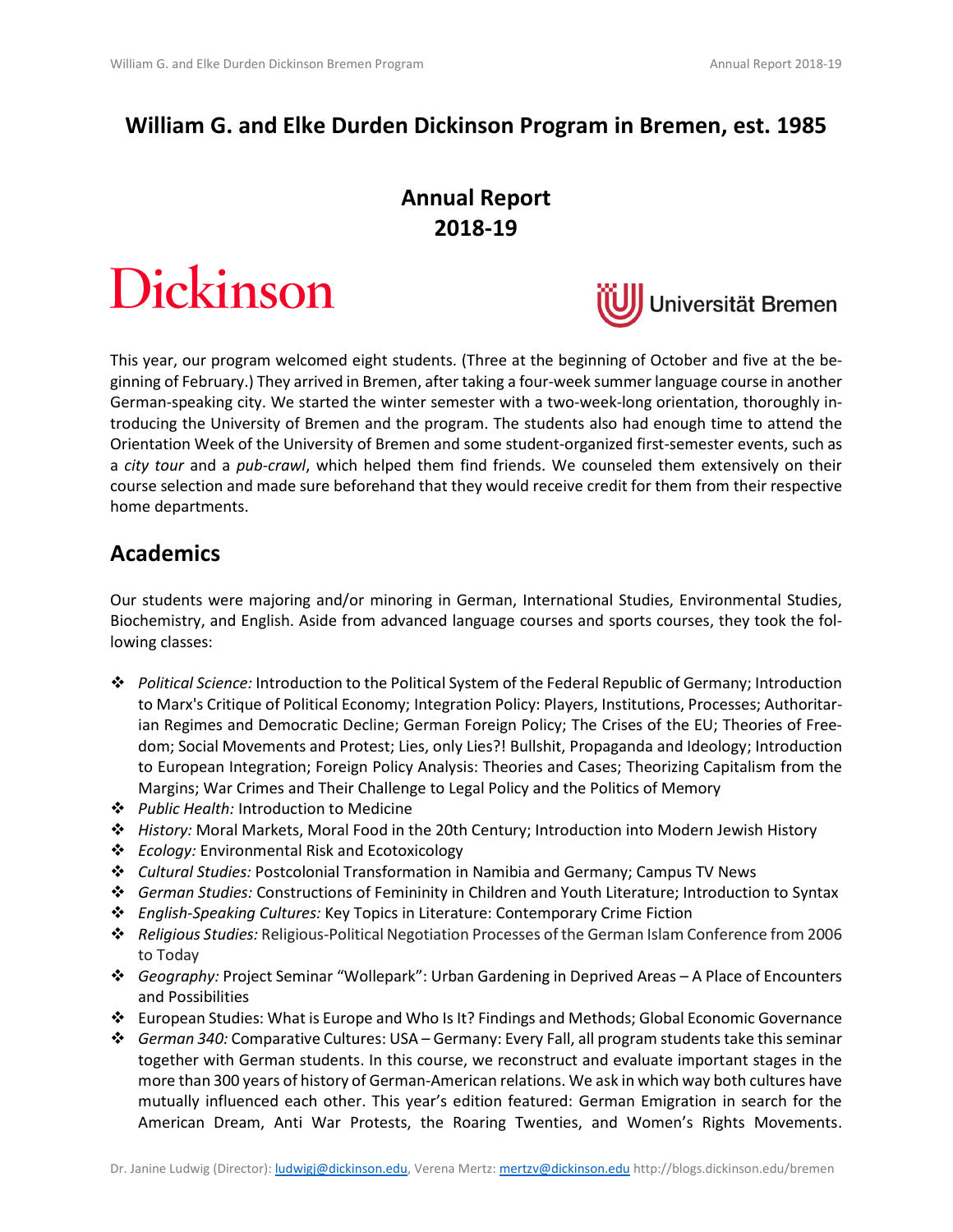# William G. and Elke Durden Dickinson Program in Bremen, est. 1985

## Annual Report
## 2018-19

Dickinson

Universität Bremen

This year, our program welcomed eight students. (Three at the beginning of October and five at the beginning of February.) They arrived in Bremen, after taking a four-week summer language course in another German-speaking city. We started the winter semester with a two-week-long orientation, thoroughly introducing the University of Bremen and the program. The students also had enough time to attend the Orientation Week of the University of Bremen and some student-organized first-semester events, such as a *city tour* and a *pub-crawl*, which helped them find friends. We counseled them extensively on their course selection and made sure beforehand that they would receive credit for them from their respective home departments.

## Academics

Our students were majoring and/or minoring in German, International Studies, Environmental Studies, Biochemistry, and English. Aside from advanced language courses and sports courses, they took the following classes:

- *Political Science:* Introduction to the Political System of the Federal Republic of Germany; Introduction to Marx's Critique of Political Economy; Integration Policy: Players, Institutions, Processes; Authoritarian Regimes and Democratic Decline; German Foreign Policy; The Crises of the EU; Theories of Freedom; Social Movements and Protest; Lies, only Lies?! Bullshit, Propaganda and Ideology; Introduction to European Integration; Foreign Policy Analysis: Theories and Cases; Theorizing Capitalism from the Margins; War Crimes and Their Challenge to Legal Policy and the Politics of Memory
- *Public Health:* Introduction to Medicine
- *History:* Moral Markets, Moral Food in the 20th Century; Introduction into Modern Jewish History
- *Ecology:* Environmental Risk and Ecotoxicology
- *Cultural Studies:* Postcolonial Transformation in Namibia and Germany; Campus TV News
- *German Studies:* Constructions of Femininity in Children and Youth Literature; Introduction to Syntax
- *English-Speaking Cultures:* Key Topics in Literature: Contemporary Crime Fiction
- *Religious Studies:* Religious-Political Negotiation Processes of the German Islam Conference from 2006 to Today
- *Geography:* Project Seminar "Wollepark": Urban Gardening in Deprived Areas – A Place of Encounters and Possibilities
- European Studies: What is Europe and Who Is It? Findings and Methods; Global Economic Governance
- *German 340:* Comparative Cultures: USA – Germany: Every Fall, all program students take this seminar together with German students. In this course, we reconstruct and evaluate important stages in the more than 300 years of history of German-American relations. We ask in which way both cultures have mutually influenced each other. This year's edition featured: German Emigration in search for the American Dream, Anti War Protests, the Roaring Twenties, and Women's Rights Movements.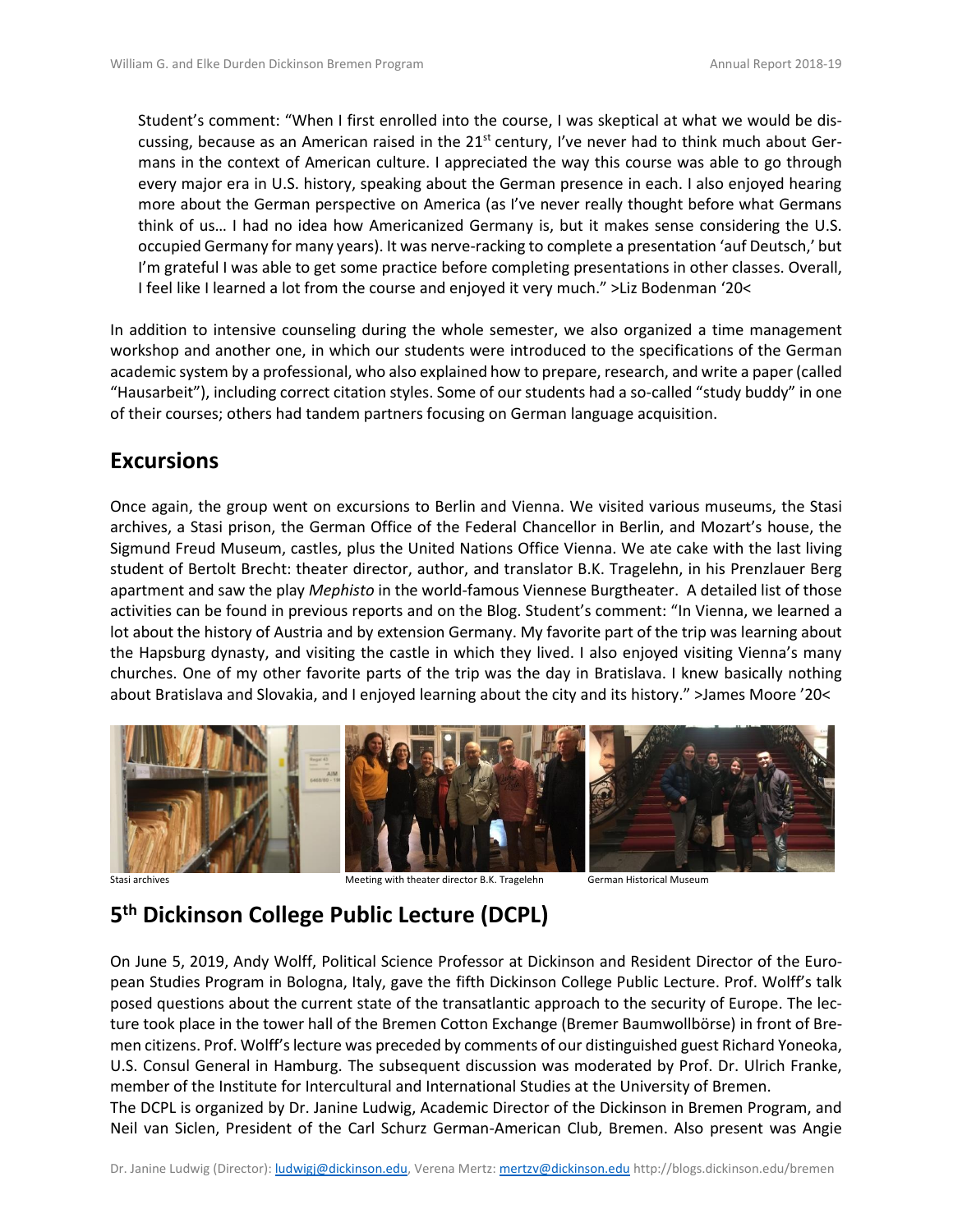Student's comment: "When I first enrolled into the course, I was skeptical at what we would be discussing, because as an American raised in the 21st century, I've never had to think much about Germans in the context of American culture. I appreciated the way this course was able to go through every major era in U.S. history, speaking about the German presence in each. I also enjoyed hearing more about the German perspective on America (as I've never really thought before what Germans think of us… I had no idea how Americanized Germany is, but it makes sense considering the U.S. occupied Germany for many years). It was nerve-racking to complete a presentation 'auf Deutsch,' but I'm grateful I was able to get some practice before completing presentations in other classes. Overall, I feel like I learned a lot from the course and enjoyed it very much." >Liz Bodenman '20<

In addition to intensive counseling during the whole semester, we also organized a time management workshop and another one, in which our students were introduced to the specifications of the German academic system by a professional, who also explained how to prepare, research, and write a paper (called "Hausarbeit"), including correct citation styles. Some of our students had a so-called "study buddy" in one of their courses; others had tandem partners focusing on German language acquisition.

## Excursions

Once again, the group went on excursions to Berlin and Vienna. We visited various museums, the Stasi archives, a Stasi prison, the German Office of the Federal Chancellor in Berlin, and Mozart's house, the Sigmund Freud Museum, castles, plus the United Nations Office Vienna. We ate cake with the last living student of Bertolt Brecht: theater director, author, and translator B.K. Tragelehn, in his Prenzlauer Berg apartment and saw the play *Mephisto* in the world-famous Viennese Burgtheater. A detailed list of those activities can be found in previous reports and on the Blog. Student's comment: "In Vienna, we learned a lot about the history of Austria and by extension Germany. My favorite part of the trip was learning about the Hapsburg dynasty, and visiting the castle in which they lived. I also enjoyed visiting Vienna's many churches. One of my other favorite parts of the trip was the day in Bratislava. I knew basically nothing about Bratislava and Slovakia, and I enjoyed learning about the city and its history." >James Moore '20<

Stasi archives

Meeting with theater director B.K. Tragelehn

German Historical Museum

## 5th Dickinson College Public Lecture (DCPL)

On June 5, 2019, Andy Wolff, Political Science Professor at Dickinson and Resident Director of the European Studies Program in Bologna, Italy, gave the fifth Dickinson College Public Lecture. Prof. Wolff's talk posed questions about the current state of the transatlantic approach to the security of Europe. The lecture took place in the tower hall of the Bremen Cotton Exchange (Bremer Baumwollbörse) in front of Bremen citizens. Prof. Wolff's lecture was preceded by comments of our distinguished guest Richard Yoneoka, U.S. Consul General in Hamburg. The subsequent discussion was moderated by Prof. Dr. Ulrich Franke, member of the Institute for Intercultural and International Studies at the University of Bremen.

The DCPL is organized by Dr. Janine Ludwig, Academic Director of the Dickinson in Bremen Program, and Neil van Siclen, President of the Carl Schurz German-American Club, Bremen. Also present was Angie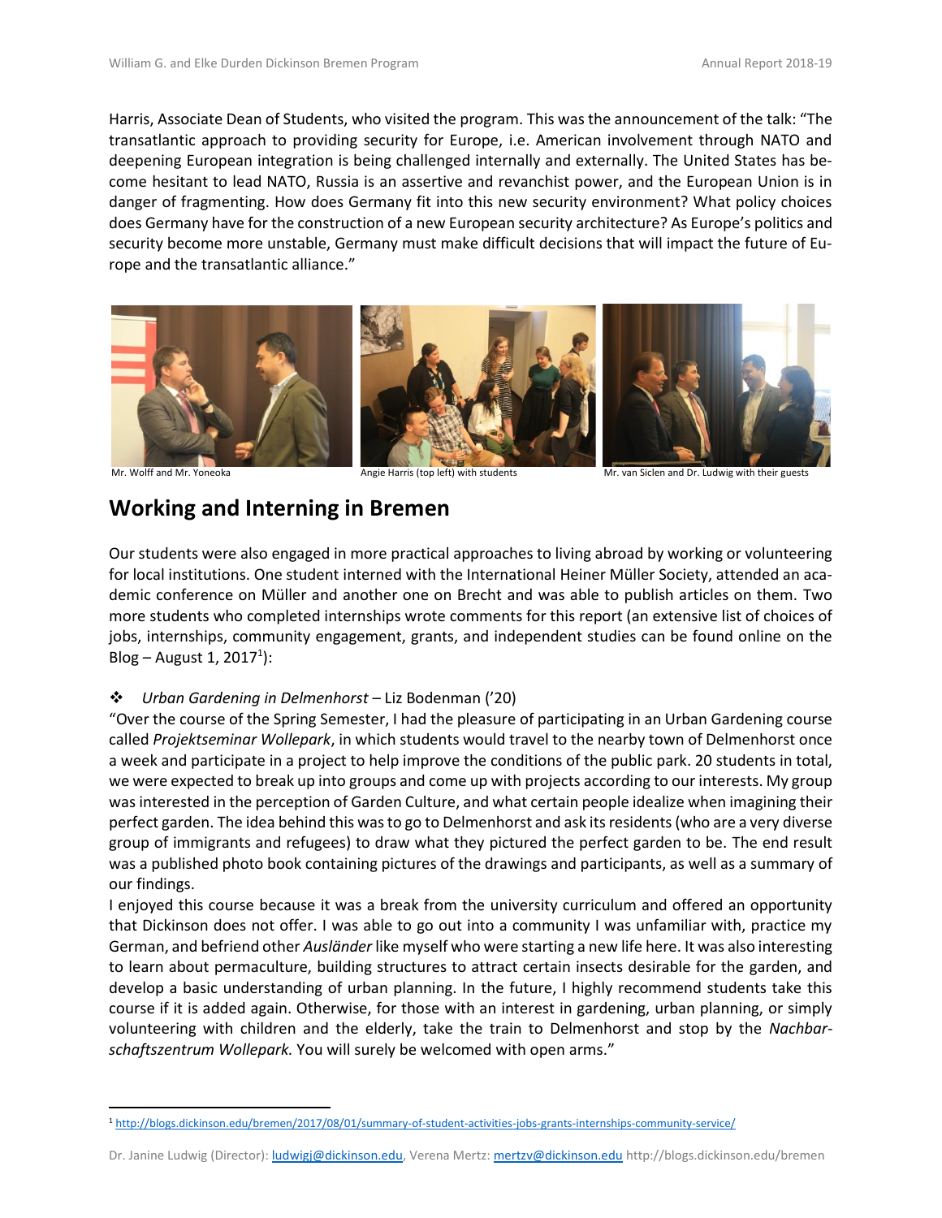Harris, Associate Dean of Students, who visited the program. This was the announcement of the talk: "The transatlantic approach to providing security for Europe, i.e. American involvement through NATO and deepening European integration is being challenged internally and externally. The United States has become hesitant to lead NATO, Russia is an assertive and revanchist power, and the European Union is in danger of fragmenting. How does Germany fit into this new security environment? What policy choices does Germany have for the construction of a new European security architecture? As Europe's politics and security become more unstable, Germany must make difficult decisions that will impact the future of Europe and the transatlantic alliance."

Mr. Wolff and Mr. Yoneoka

Angie Harris (top left) with students

Mr. van Siclen and Dr. Ludwig with their guests

## Working and Interning in Bremen

Our students were also engaged in more practical approaches to living abroad by working or volunteering for local institutions. One student interned with the International Heiner Müller Society, attended an academic conference on Müller and another one on Brecht and was able to publish articles on them. Two more students who completed internships wrote comments for this report (an extensive list of choices of jobs, internships, community engagement, grants, and independent studies can be found online on the Blog – August 1, 2017[1]):

❖ *Urban Gardening in Delmenhorst* – Liz Bodenman ('20)

"Over the course of the Spring Semester, I had the pleasure of participating in an Urban Gardening course called *Projektseminar Wollepark*, in which students would travel to the nearby town of Delmenhorst once a week and participate in a project to help improve the conditions of the public park. 20 students in total, we were expected to break up into groups and come up with projects according to our interests. My group was interested in the perception of Garden Culture, and what certain people idealize when imagining their perfect garden. The idea behind this was to go to Delmenhorst and ask its residents (who are a very diverse group of immigrants and refugees) to draw what they pictured the perfect garden to be. The end result was a published photo book containing pictures of the drawings and participants, as well as a summary of our findings.

I enjoyed this course because it was a break from the university curriculum and offered an opportunity that Dickinson does not offer. I was able to go out into a community I was unfamiliar with, practice my German, and befriend other *Ausländer* like myself who were starting a new life here. It was also interesting to learn about permaculture, building structures to attract certain insects desirable for the garden, and develop a basic understanding of urban planning. In the future, I highly recommend students take this course if it is added again. Otherwise, for those with an interest in gardening, urban planning, or simply volunteering with children and the elderly, take the train to Delmenhorst and stop by the *Nachbarschaftszentrum Wollepark.* You will surely be welcomed with open arms."

[1] http://blogs.dickinson.edu/bremen/2017/08/01/summary-of-student-activities-jobs-grants-internships-community-service/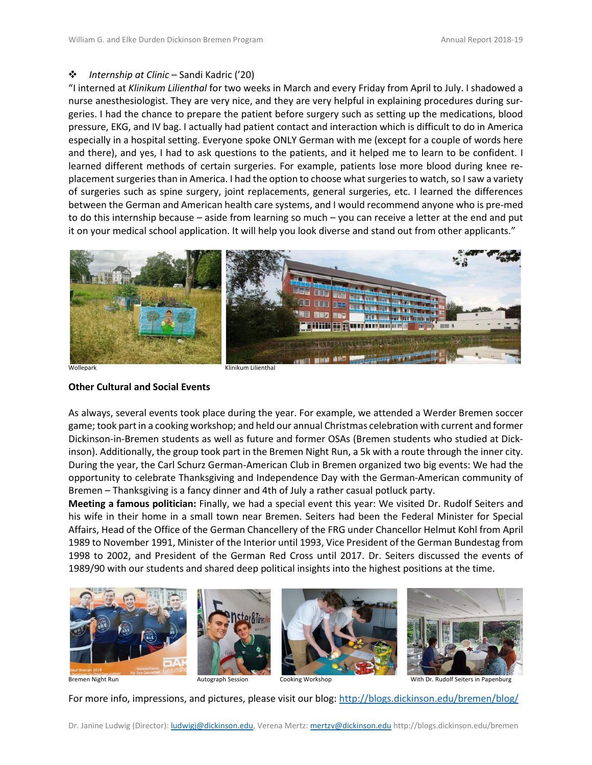❖ *Internship at Clinic* – Sandi Kadric ('20)

"I interned at *Klinikum Lilienthal* for two weeks in March and every Friday from April to July. I shadowed a nurse anesthesiologist. They are very nice, and they are very helpful in explaining procedures during surgeries. I had the chance to prepare the patient before surgery such as setting up the medications, blood pressure, EKG, and IV bag. I actually had patient contact and interaction which is difficult to do in America especially in a hospital setting. Everyone spoke ONLY German with me (except for a couple of words here and there), and yes, I had to ask questions to the patients, and it helped me to learn to be confident. I learned different methods of certain surgeries. For example, patients lose more blood during knee replacement surgeries than in America. I had the option to choose what surgeries to watch, so I saw a variety of surgeries such as spine surgery, joint replacements, general surgeries, etc. I learned the differences between the German and American health care systems, and I would recommend anyone who is pre-med to do this internship because – aside from learning so much – you can receive a letter at the end and put it on your medical school application. It will help you look diverse and stand out from other applicants."

Wollepark

Klinikum Lilienthal

**Other Cultural and Social Events**

As always, several events took place during the year. For example, we attended a Werder Bremen soccer game; took part in a cooking workshop; and held our annual Christmas celebration with current and former Dickinson-in-Bremen students as well as future and former OSAs (Bremen students who studied at Dickinson). Additionally, the group took part in the Bremen Night Run, a 5k with a route through the inner city. During the year, the Carl Schurz German-American Club in Bremen organized two big events: We had the opportunity to celebrate Thanksgiving and Independence Day with the German-American community of Bremen – Thanksgiving is a fancy dinner and 4th of July a rather casual potluck party.

**Meeting a famous politician:** Finally, we had a special event this year: We visited Dr. Rudolf Seiters and his wife in their home in a small town near Bremen. Seiters had been the Federal Minister for Special Affairs, Head of the Office of the German Chancellery of the FRG under Chancellor Helmut Kohl from April 1989 to November 1991, Minister of the Interior until 1993, Vice President of the German Bundestag from 1998 to 2002, and President of the German Red Cross until 2017. Dr. Seiters discussed the events of 1989/90 with our students and shared deep political insights into the highest positions at the time.

Bremen Night Run

Autograph Session

Cooking Workshop

With Dr. Rudolf Seiters in Papenburg

For more info, impressions, and pictures, please visit our blog: http://blogs.dickinson.edu/bremen/blog/

Dr. Janine Ludwig (Director): ludwigj@dickinson.edu, Verena Mertz: mertzv@dickinson.edu http://blogs.dickinson.edu/bremen